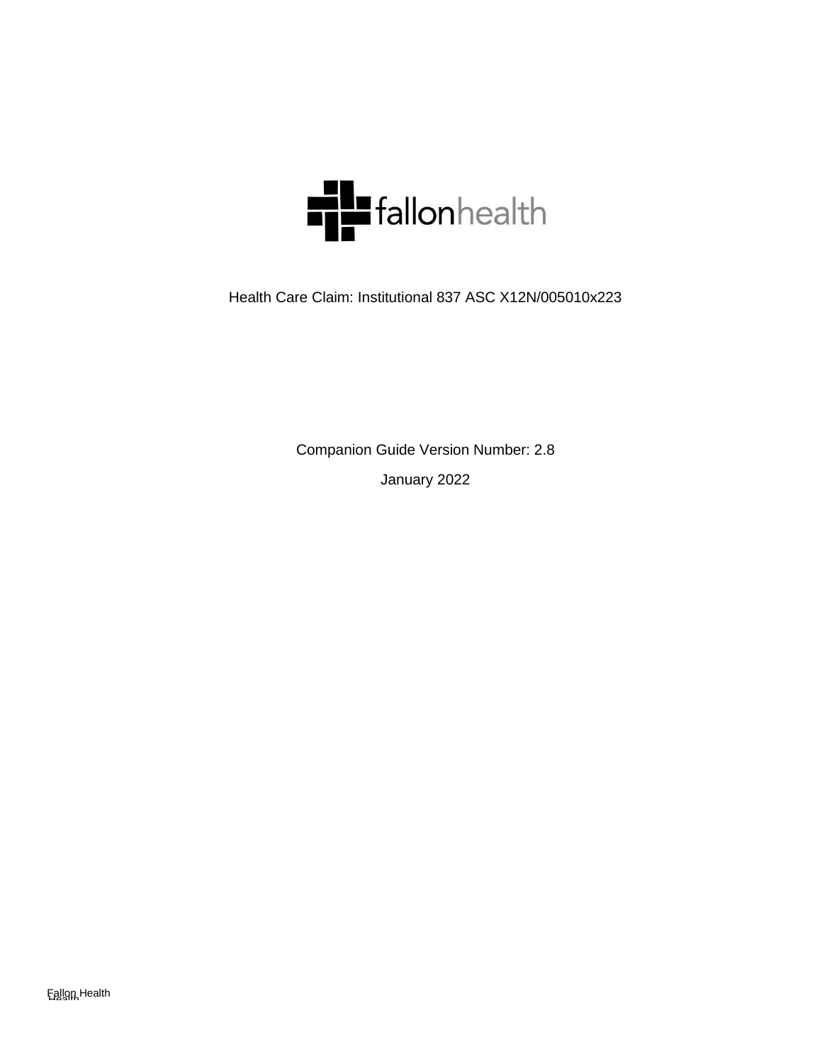fallonhealth

Health Care Claim: Institutional 837 ASC X12N/005010x223

Companion Guide Version Number: 2.8

January 2022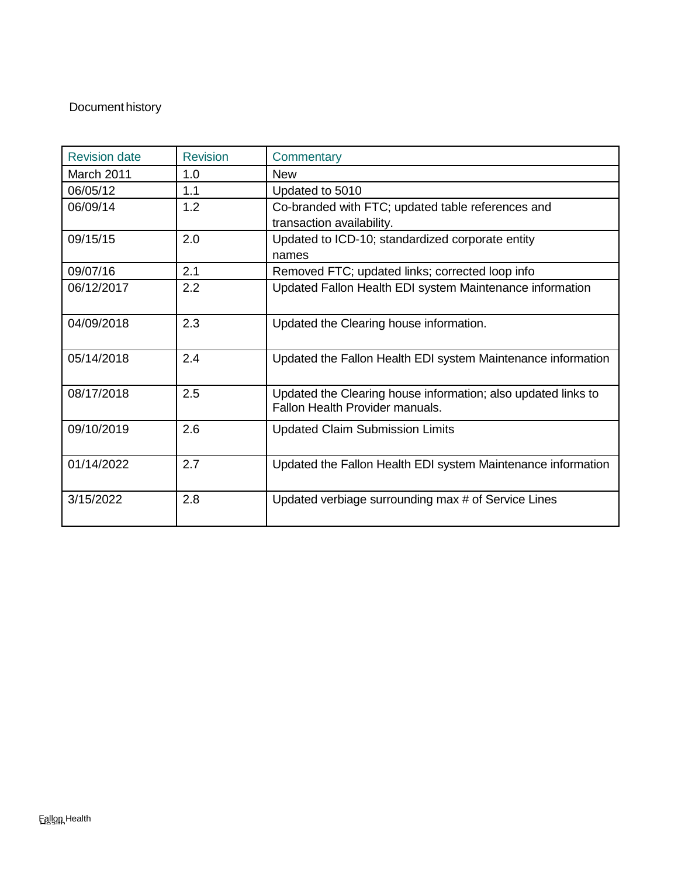Document history

| Revision date | Revision | Commentary |
| --- | --- | --- |
| March 2011 | 1.0 | New |
| 06/05/12 | 1.1 | Updated to 5010 |
| 06/09/14 | 1.2 | Co-branded with FTC; updated table references and transaction availability. |
| 09/15/15 | 2.0 | Updated to ICD-10; standardized corporate entity names |
| 09/07/16 | 2.1 | Removed FTC; updated links; corrected loop info |
| 06/12/2017 | 2.2 | Updated Fallon Health EDI system Maintenance information |
| 04/09/2018 | 2.3 | Updated the Clearing house information. |
| 05/14/2018 | 2.4 | Updated the Fallon Health EDI system Maintenance information |
| 08/17/2018 | 2.5 | Updated the Clearing house information; also updated links to Fallon Health Provider manuals. |
| 09/10/2019 | 2.6 | Updated Claim Submission Limits |
| 01/14/2022 | 2.7 | Updated the Fallon Health EDI system Maintenance information |
| 3/15/2022 | 2.8 | Updated verbiage surrounding max # of Service Lines |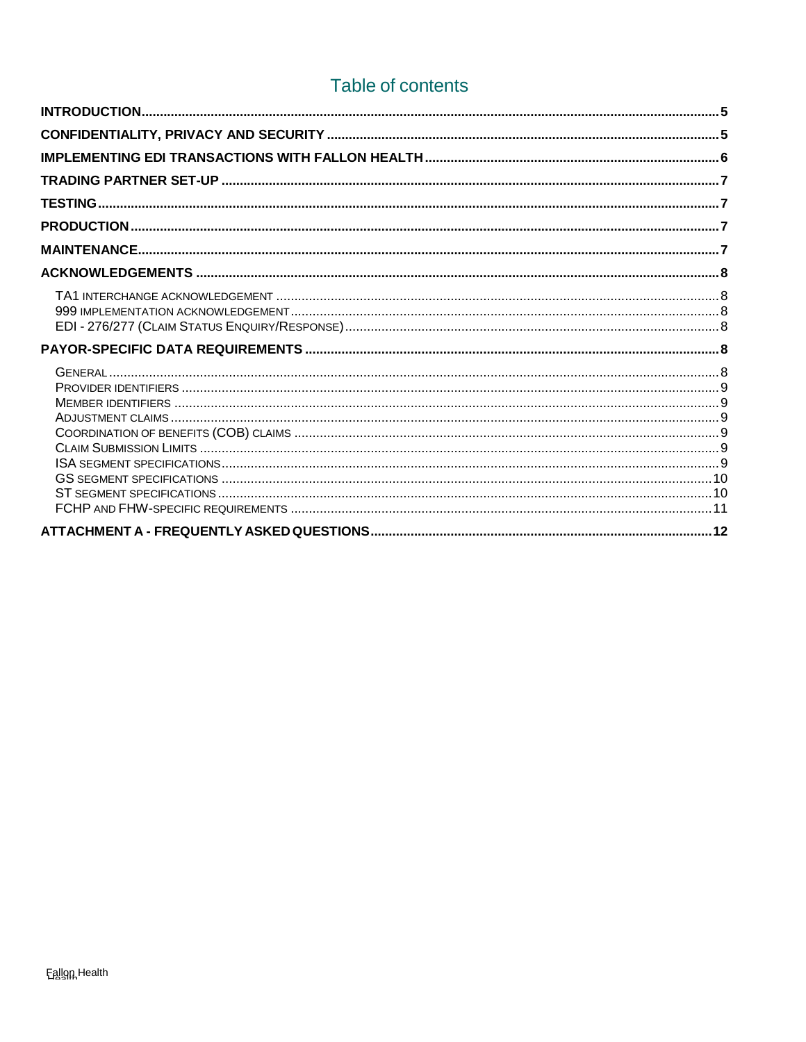# Table of contents

**INTRODUCTION** .......... 5

**CONFIDENTIALITY, PRIVACY AND SECURITY** .......... 5

**IMPLEMENTING EDI TRANSACTIONS WITH FALLON HEALTH** .......... 6

**TRADING PARTNER SET-UP** .......... 7

**TESTING** .......... 7

**PRODUCTION** .......... 7

**MAINTENANCE** .......... 7

**ACKNOWLEDGEMENTS** .......... 8

- TA1 INTERCHANGE ACKNOWLEDGEMENT .......... 8
- 999 IMPLEMENTATION ACKNOWLEDGEMENT .......... 8
- EDI - 276/277 (CLAIM STATUS ENQUIRY/RESPONSE) .......... 8

**PAYOR-SPECIFIC DATA REQUIREMENTS** .......... 8

- GENERAL .......... 8
- PROVIDER IDENTIFIERS .......... 9
- MEMBER IDENTIFIERS .......... 9
- ADJUSTMENT CLAIMS .......... 9
- COORDINATION OF BENEFITS (COB) CLAIMS .......... 9
- CLAIM SUBMISSION LIMITS .......... 9
- ISA SEGMENT SPECIFICATIONS .......... 9
- GS SEGMENT SPECIFICATIONS .......... 10
- ST SEGMENT SPECIFICATIONS .......... 10
- FCHP AND FHW-SPECIFIC REQUIREMENTS .......... 11

**ATTACHMENT A - FREQUENTLY ASKED QUESTIONS** .......... 12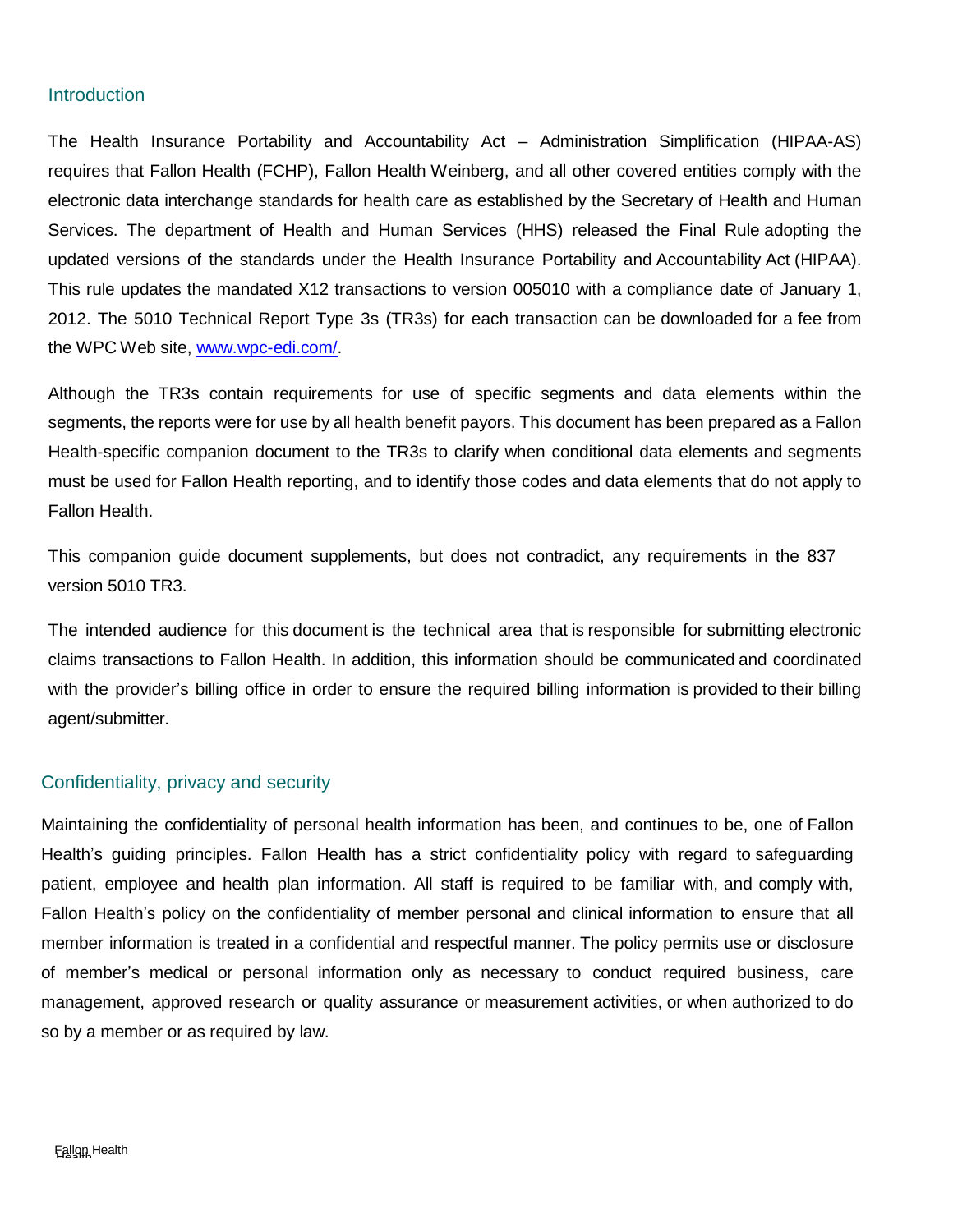## Introduction

The Health Insurance Portability and Accountability Act – Administration Simplification (HIPAA-AS) requires that Fallon Health (FCHP), Fallon Health Weinberg, and all other covered entities comply with the electronic data interchange standards for health care as established by the Secretary of Health and Human Services. The department of Health and Human Services (HHS) released the Final Rule adopting the updated versions of the standards under the Health Insurance Portability and Accountability Act (HIPAA). This rule updates the mandated X12 transactions to version 005010 with a compliance date of January 1, 2012. The 5010 Technical Report Type 3s (TR3s) for each transaction can be downloaded for a fee from the WPC Web site, [www.wpc-edi.com/](http://www.wpc-edi.com/).

Although the TR3s contain requirements for use of specific segments and data elements within the segments, the reports were for use by all health benefit payors. This document has been prepared as a Fallon Health-specific companion document to the TR3s to clarify when conditional data elements and segments must be used for Fallon Health reporting, and to identify those codes and data elements that do not apply to Fallon Health.

This companion guide document supplements, but does not contradict, any requirements in the 837 version 5010 TR3.

The intended audience for this document is the technical area that is responsible for submitting electronic claims transactions to Fallon Health. In addition, this information should be communicated and coordinated with the provider's billing office in order to ensure the required billing information is provided to their billing agent/submitter.

## Confidentiality, privacy and security

Maintaining the confidentiality of personal health information has been, and continues to be, one of Fallon Health's guiding principles. Fallon Health has a strict confidentiality policy with regard to safeguarding patient, employee and health plan information. All staff is required to be familiar with, and comply with, Fallon Health's policy on the confidentiality of member personal and clinical information to ensure that all member information is treated in a confidential and respectful manner. The policy permits use or disclosure of member's medical or personal information only as necessary to conduct required business, care management, approved research or quality assurance or measurement activities, or when authorized to do so by a member or as required by law.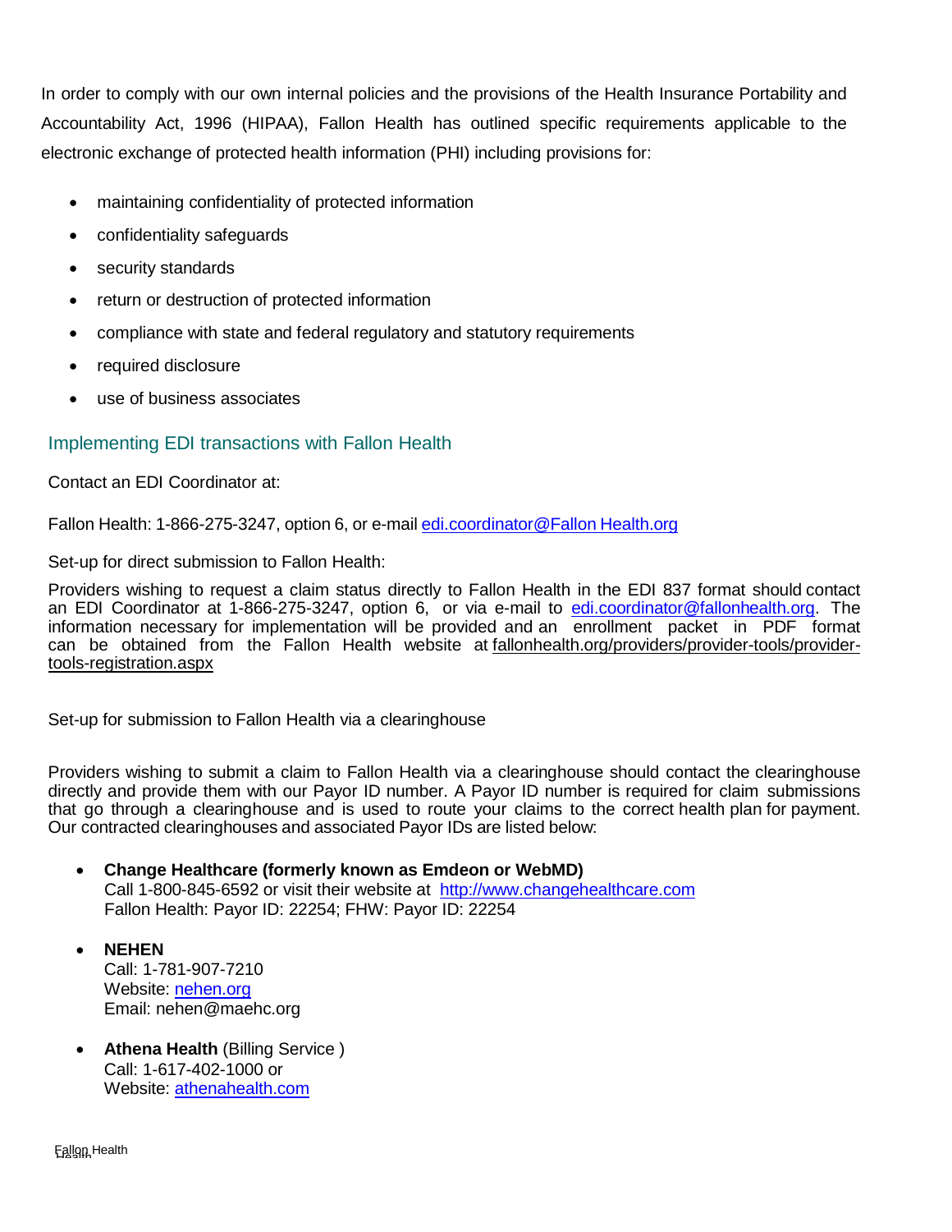In order to comply with our own internal policies and the provisions of the Health Insurance Portability and Accountability Act, 1996 (HIPAA), Fallon Health has outlined specific requirements applicable to the electronic exchange of protected health information (PHI) including provisions for:

- maintaining confidentiality of protected information
- confidentiality safeguards
- security standards
- return or destruction of protected information
- compliance with state and federal regulatory and statutory requirements
- required disclosure
- use of business associates

## Implementing EDI transactions with Fallon Health

Contact an EDI Coordinator at:

Fallon Health: 1-866-275-3247, option 6, or e-mail edi.coordinator@Fallon Health.org

Set-up for direct submission to Fallon Health:

Providers wishing to request a claim status directly to Fallon Health in the EDI 837 format should contact an EDI Coordinator at 1-866-275-3247, option 6, or via e-mail to edi.coordinator@fallonhealth.org. The information necessary for implementation will be provided and an enrollment packet in PDF format can be obtained from the Fallon Health website at fallonhealth.org/providers/provider-tools/provider-tools-registration.aspx

Set-up for submission to Fallon Health via a clearinghouse

Providers wishing to submit a claim to Fallon Health via a clearinghouse should contact the clearinghouse directly and provide them with our Payor ID number. A Payor ID number is required for claim submissions that go through a clearinghouse and is used to route your claims to the correct health plan for payment. Our contracted clearinghouses and associated Payor IDs are listed below:

- **Change Healthcare (formerly known as Emdeon or WebMD)**
  Call 1-800-845-6592 or visit their website at http://www.changehealthcare.com
  Fallon Health: Payor ID: 22254; FHW: Payor ID: 22254

- **NEHEN**
  Call: 1-781-907-7210
  Website: nehen.org
  Email: nehen@maehc.org

- **Athena Health** (Billing Service )
  Call: 1-617-402-1000 or
  Website: athenahealth.com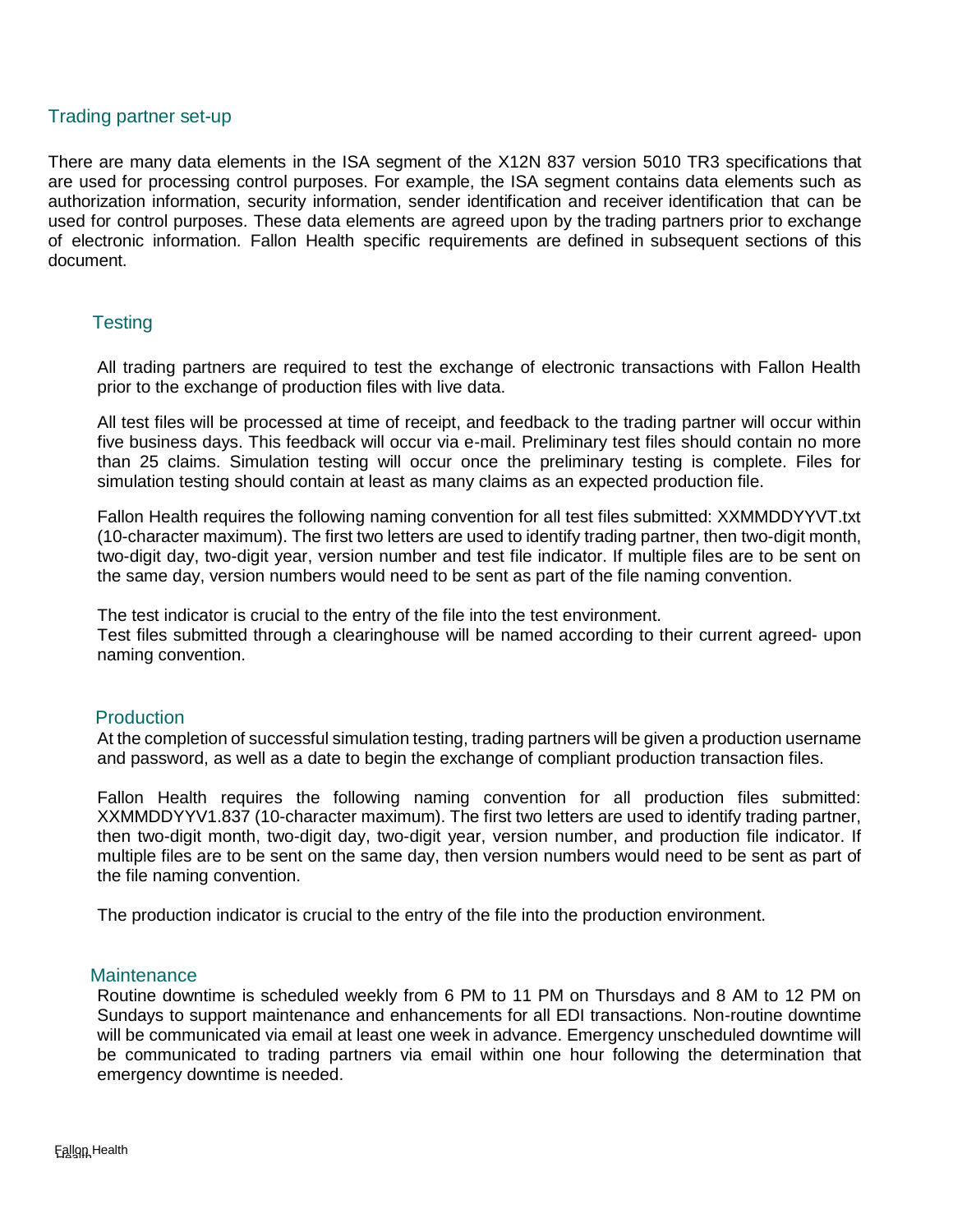## Trading partner set-up

There are many data elements in the ISA segment of the X12N 837 version 5010 TR3 specifications that are used for processing control purposes. For example, the ISA segment contains data elements such as authorization information, security information, sender identification and receiver identification that can be used for control purposes. These data elements are agreed upon by the trading partners prior to exchange of electronic information. Fallon Health specific requirements are defined in subsequent sections of this document.

### Testing

All trading partners are required to test the exchange of electronic transactions with Fallon Health prior to the exchange of production files with live data.

All test files will be processed at time of receipt, and feedback to the trading partner will occur within five business days. This feedback will occur via e-mail. Preliminary test files should contain no more than 25 claims. Simulation testing will occur once the preliminary testing is complete. Files for simulation testing should contain at least as many claims as an expected production file.

Fallon Health requires the following naming convention for all test files submitted: XXMMDDYYVT.txt (10-character maximum). The first two letters are used to identify trading partner, then two-digit month, two-digit day, two-digit year, version number and test file indicator. If multiple files are to be sent on the same day, version numbers would need to be sent as part of the file naming convention.

The test indicator is crucial to the entry of the file into the test environment.
Test files submitted through a clearinghouse will be named according to their current agreed- upon naming convention.

### Production

At the completion of successful simulation testing, trading partners will be given a production username and password, as well as a date to begin the exchange of compliant production transaction files.

Fallon Health requires the following naming convention for all production files submitted: XXMMDDYYV1.837 (10-character maximum). The first two letters are used to identify trading partner, then two-digit month, two-digit day, two-digit year, version number, and production file indicator. If multiple files are to be sent on the same day, then version numbers would need to be sent as part of the file naming convention.

The production indicator is crucial to the entry of the file into the production environment.

### Maintenance

Routine downtime is scheduled weekly from 6 PM to 11 PM on Thursdays and 8 AM to 12 PM on Sundays to support maintenance and enhancements for all EDI transactions. Non-routine downtime will be communicated via email at least one week in advance. Emergency unscheduled downtime will be communicated to trading partners via email within one hour following the determination that emergency downtime is needed.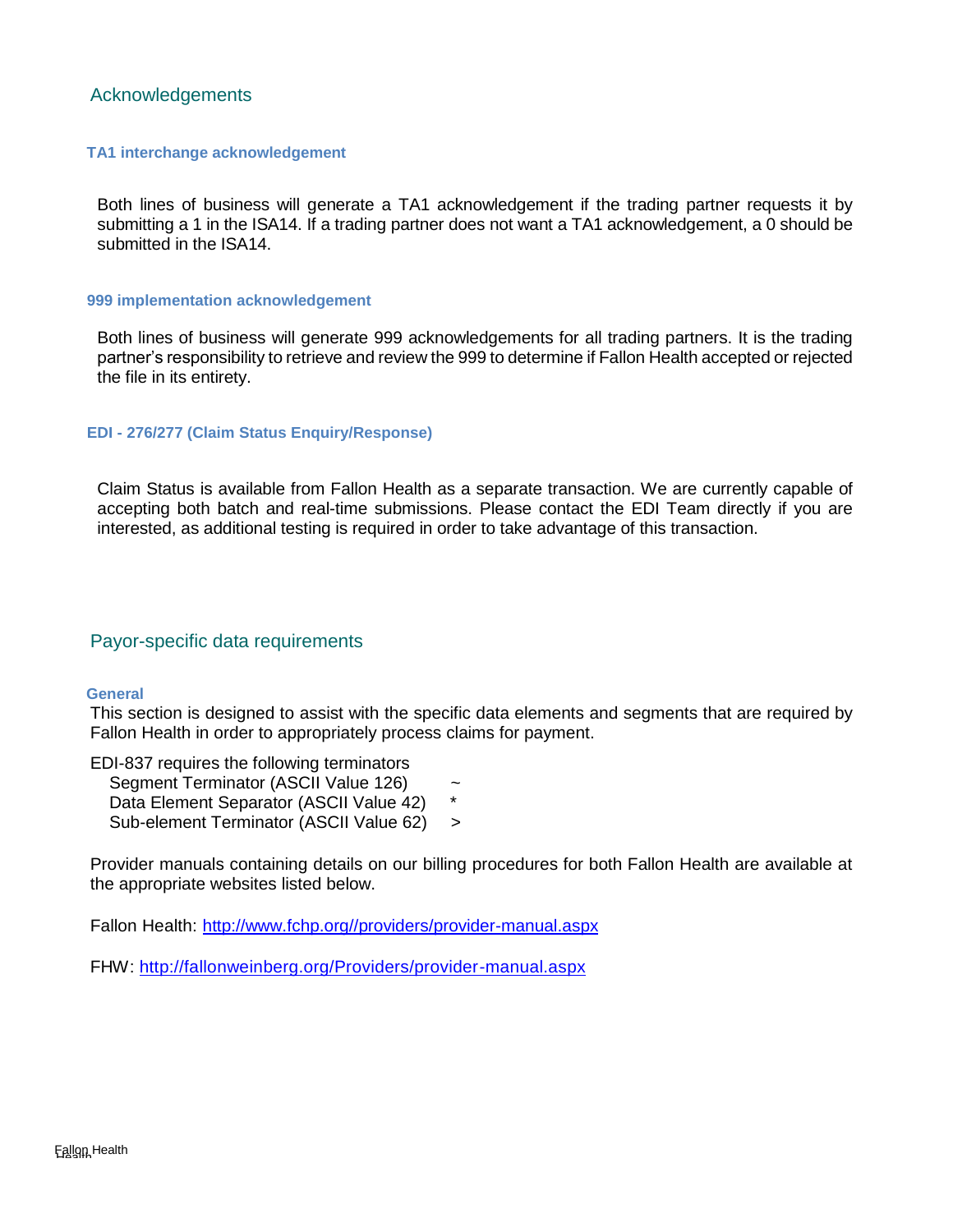## Acknowledgements

### TA1 interchange acknowledgement

Both lines of business will generate a TA1 acknowledgement if the trading partner requests it by submitting a 1 in the ISA14. If a trading partner does not want a TA1 acknowledgement, a 0 should be submitted in the ISA14.

### 999 implementation acknowledgement

Both lines of business will generate 999 acknowledgements for all trading partners. It is the trading partner's responsibility to retrieve and review the 999 to determine if Fallon Health accepted or rejected the file in its entirety.

### EDI - 276/277 (Claim Status Enquiry/Response)

Claim Status is available from Fallon Health as a separate transaction. We are currently capable of accepting both batch and real-time submissions. Please contact the EDI Team directly if you are interested, as additional testing is required in order to take advantage of this transaction.

## Payor-specific data requirements

### General

This section is designed to assist with the specific data elements and segments that are required by Fallon Health in order to appropriately process claims for payment.

EDI-837 requires the following terminators

| | |
|---|---|
| Segment Terminator (ASCII Value 126) | ~ |
| Data Element Separator (ASCII Value 42) | * |
| Sub-element Terminator (ASCII Value 62) | > |

Provider manuals containing details on our billing procedures for both Fallon Health are available at the appropriate websites listed below.

Fallon Health: http://www.fchp.org//providers/provider-manual.aspx

FHW: http://fallonweinberg.org/Providers/provider-manual.aspx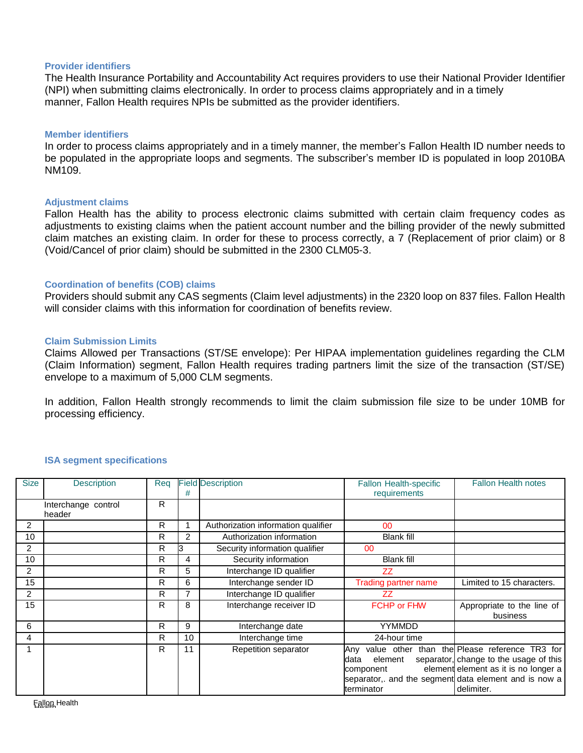### Provider identifiers

The Health Insurance Portability and Accountability Act requires providers to use their National Provider Identifier (NPI) when submitting claims electronically. In order to process claims appropriately and in a timely manner, Fallon Health requires NPIs be submitted as the provider identifiers.

### Member identifiers

In order to process claims appropriately and in a timely manner, the member's Fallon Health ID number needs to be populated in the appropriate loops and segments. The subscriber's member ID is populated in loop 2010BA NM109.

### Adjustment claims

Fallon Health has the ability to process electronic claims submitted with certain claim frequency codes as adjustments to existing claims when the patient account number and the billing provider of the newly submitted claim matches an existing claim. In order for these to process correctly, a 7 (Replacement of prior claim) or 8 (Void/Cancel of prior claim) should be submitted in the 2300 CLM05-3.

### Coordination of benefits (COB) claims

Providers should submit any CAS segments (Claim level adjustments) in the 2320 loop on 837 files. Fallon Health will consider claims with this information for coordination of benefits review.

### Claim Submission Limits

Claims Allowed per Transactions (ST/SE envelope): Per HIPAA implementation guidelines regarding the CLM (Claim Information) segment, Fallon Health requires trading partners limit the size of the transaction (ST/SE) envelope to a maximum of 5,000 CLM segments.

In addition, Fallon Health strongly recommends to limit the claim submission file size to be under 10MB for processing efficiency.

### ISA segment specifications

| Size | Description | Req | Field # | Description | Fallon Health-specific requirements | Fallon Health notes |
|---|---|---|---|---|---|---|
| | Interchange control header | R | | | | |
| 2 | | R | 1 | Authorization information qualifier | 00 | |
| 10 | | R | 2 | Authorization information | Blank fill | |
| 2 | | R | 3 | Security information qualifier | 00 | |
| 10 | | R | 4 | Security information | Blank fill | |
| 2 | | R | 5 | Interchange ID qualifier | ZZ | |
| 15 | | R | 6 | Interchange sender ID | Trading partner name | Limited to 15 characters. |
| 2 | | R | 7 | Interchange ID qualifier | ZZ | |
| 15 | | R | 8 | Interchange receiver ID | FCHP or FHW | Appropriate to the line of business |
| 6 | | R | 9 | Interchange date | YYMMDD | |
| 4 | | R | 10 | Interchange time | 24-hour time | |
| 1 | | R | 11 | Repetition separator | Any value other than the data element separator, component element separator,. and the segment terminator | Please reference TR3 for change to the usage of this element as it is no longer a data element and is now a delimiter. |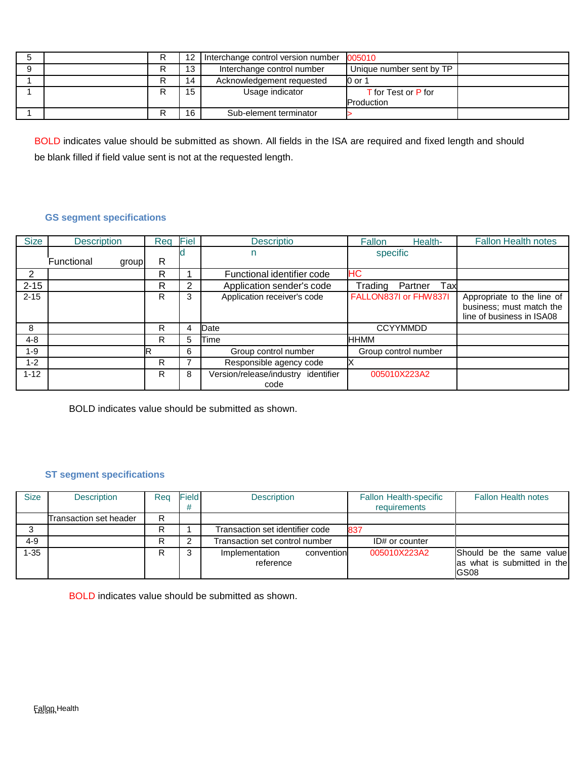| 5 | | R | 12 | Interchange control version number | 005010 | |
|---|---|---|---|---|---|---|
| 9 | | R | 13 | Interchange control number | Unique number sent by TP | |
| 1 | | R | 14 | Acknowledgement requested | 0 or 1 | |
| 1 | | R | 15 | Usage indicator | T for Test or P for Production | |
| 1 | | R | 16 | Sub-element terminator | > | |

BOLD indicates value should be submitted as shown. All fields in the ISA are required and fixed length and should be blank filled if field value sent is not at the requested length.

### GS segment specifications

| Size | Description | Req | Field | Description | Fallon Health-specific | Fallon Health notes |
|---|---|---|---|---|---|---|
| | Functional group | R | | | | |
| 2 | | R | 1 | Functional identifier code | HC | |
| 2-15 | | R | 2 | Application sender's code | Trading Partner Tax | |
| 2-15 | | R | 3 | Application receiver's code | FALLON837I or FHW837I | Appropriate to the line of business; must match the line of business in ISA08 |
| 8 | | R | 4 | Date | CCYYMMDD | |
| 4-8 | | R | 5 | Time | HHMM | |
| 1-9 | | R | 6 | Group control number | Group control number | |
| 1-2 | | R | 7 | Responsible agency code | X | |
| 1-12 | | R | 8 | Version/release/industry identifier code | 005010X223A2 | |

BOLD indicates value should be submitted as shown.

### ST segment specifications

| Size | Description | Req | Field # | Description | Fallon Health-specific requirements | Fallon Health notes |
|---|---|---|---|---|---|---|
| | Transaction set header | R | | | | |
| 3 | | R | 1 | Transaction set identifier code | 837 | |
| 4-9 | | R | 2 | Transaction set control number | ID# or counter | |
| 1-35 | | R | 3 | Implementation convention reference | 005010X223A2 | Should be the same value as what is submitted in the GS08 |

BOLD indicates value should be submitted as shown.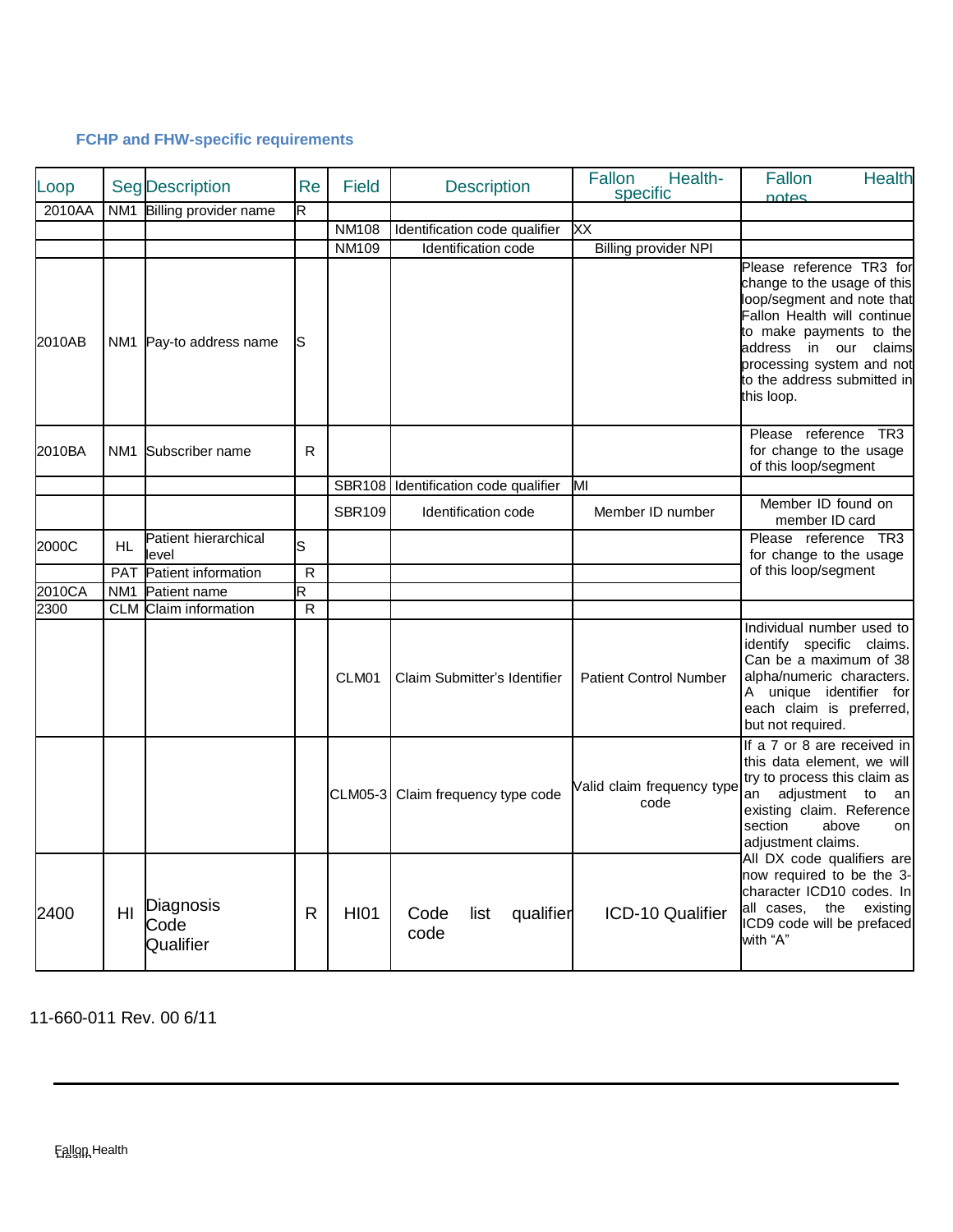### FCHP and FHW-specific requirements

| Loop | Seg | Description | Re | Field | Description | Fallon Health-specific | Fallon Health notes |
|---|---|---|---|---|---|---|---|
| 2010AA | NM1 | Billing provider name | R | | | | |
| | | | | NM108 | Identification code qualifier | XX | |
| | | | | NM109 | Identification code | Billing provider NPI | |
| 2010AB | NM1 | Pay-to address name | S | | | | Please reference TR3 for change to the usage of this loop/segment and note that Fallon Health will continue to make payments to the address in our claims processing system and not to the address submitted in this loop. |
| 2010BA | NM1 | Subscriber name | R | | | | Please reference TR3 for change to the usage of this loop/segment |
| | | | | SBR108 | Identification code qualifier | MI | |
| | | | | SBR109 | Identification code | Member ID number | Member ID found on member ID card |
| 2000C | HL | Patient hierarchical level | S | | | | Please reference TR3 for change to the usage of this loop/segment |
| | PAT | Patient information | R | | | | |
| 2010CA | NM1 | Patient name | R | | | | |
| 2300 | CLM | Claim information | R | | | | |
| | | | | CLM01 | Claim Submitter's Identifier | Patient Control Number | Individual number used to identify specific claims. Can be a maximum of 38 alpha/numeric characters. A unique identifier for each claim is preferred, but not required. |
| | | | | CLM05-3 | Claim frequency type code | Valid claim frequency type code | If a 7 or 8 are received in this data element, we will try to process this claim as an adjustment to an existing claim. Reference section above on adjustment claims. |
| 2400 | HI | Diagnosis Code Qualifier | R | HI01 | Code list qualifier code | ICD-10 Qualifier | All DX code qualifiers are now required to be the 3-character ICD10 codes. In all cases, the existing ICD9 code will be prefaced with "A" |

11-660-011 Rev. 00 6/11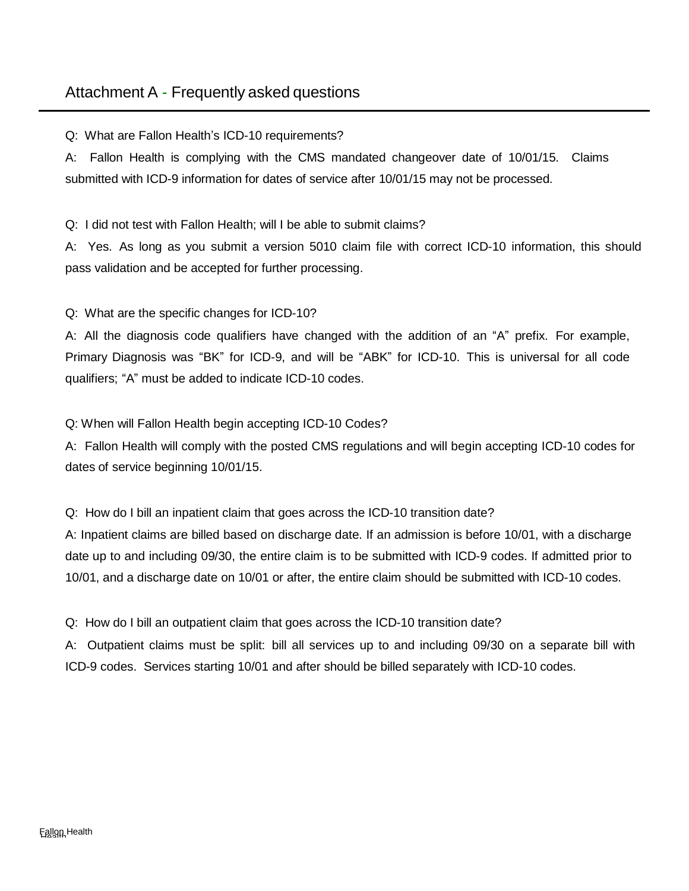## Attachment A - Frequently asked questions

Q: What are Fallon Health's ICD-10 requirements?

A: Fallon Health is complying with the CMS mandated changeover date of 10/01/15. Claims submitted with ICD-9 information for dates of service after 10/01/15 may not be processed.

Q: I did not test with Fallon Health; will I be able to submit claims?

A: Yes. As long as you submit a version 5010 claim file with correct ICD-10 information, this should pass validation and be accepted for further processing.

Q: What are the specific changes for ICD-10?

A: All the diagnosis code qualifiers have changed with the addition of an "A" prefix. For example, Primary Diagnosis was "BK" for ICD-9, and will be "ABK" for ICD-10. This is universal for all code qualifiers; "A" must be added to indicate ICD-10 codes.

Q: When will Fallon Health begin accepting ICD-10 Codes?

A: Fallon Health will comply with the posted CMS regulations and will begin accepting ICD-10 codes for dates of service beginning 10/01/15.

Q: How do I bill an inpatient claim that goes across the ICD-10 transition date?

A: Inpatient claims are billed based on discharge date. If an admission is before 10/01, with a discharge date up to and including 09/30, the entire claim is to be submitted with ICD-9 codes. If admitted prior to 10/01, and a discharge date on 10/01 or after, the entire claim should be submitted with ICD-10 codes.

Q: How do I bill an outpatient claim that goes across the ICD-10 transition date?

A: Outpatient claims must be split: bill all services up to and including 09/30 on a separate bill with ICD-9 codes. Services starting 10/01 and after should be billed separately with ICD-10 codes.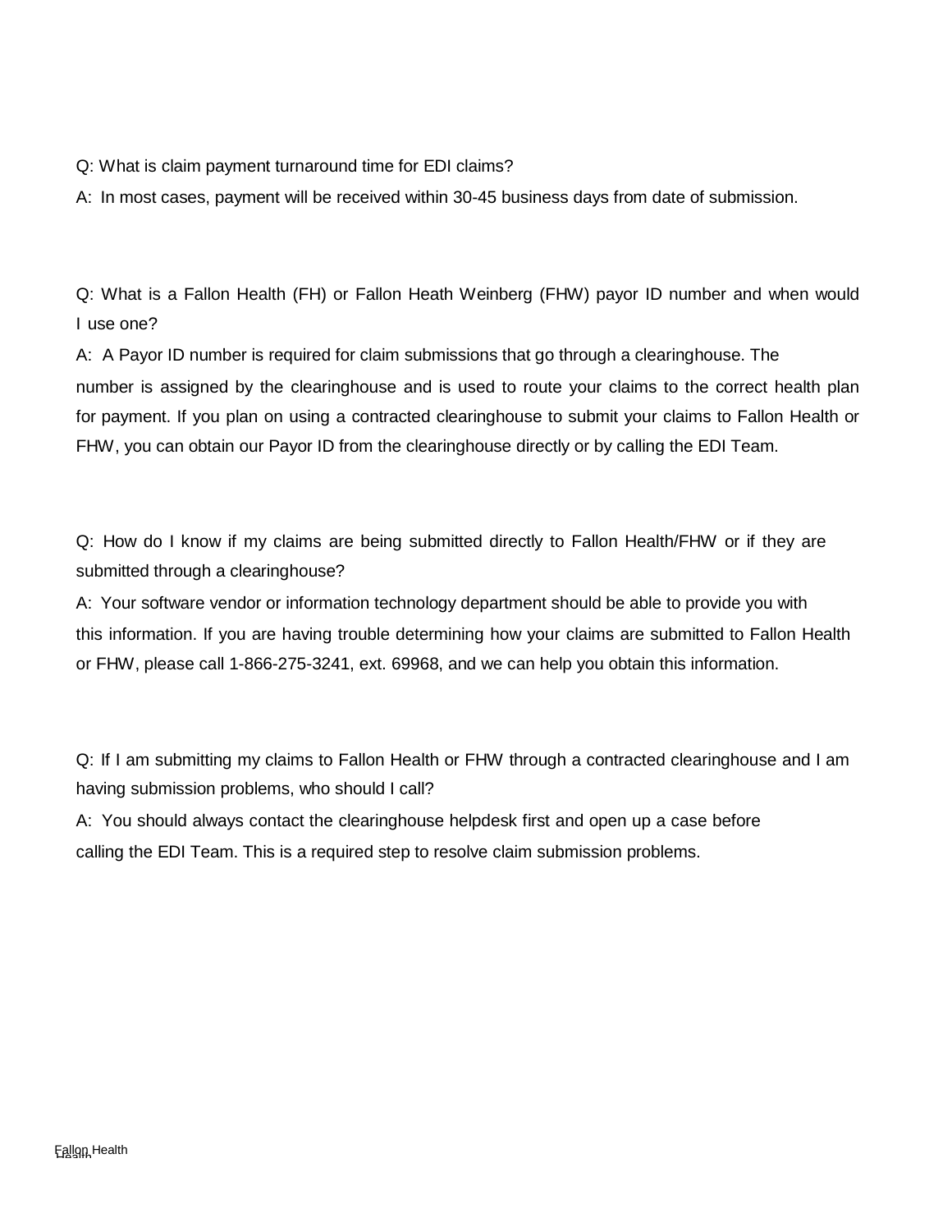Q: What is claim payment turnaround time for EDI claims?

A: In most cases, payment will be received within 30-45 business days from date of submission.

Q: What is a Fallon Health (FH) or Fallon Heath Weinberg (FHW) payor ID number and when would I use one?

A: A Payor ID number is required for claim submissions that go through a clearinghouse. The number is assigned by the clearinghouse and is used to route your claims to the correct health plan for payment. If you plan on using a contracted clearinghouse to submit your claims to Fallon Health or FHW, you can obtain our Payor ID from the clearinghouse directly or by calling the EDI Team.

Q: How do I know if my claims are being submitted directly to Fallon Health/FHW or if they are submitted through a clearinghouse?

A: Your software vendor or information technology department should be able to provide you with this information. If you are having trouble determining how your claims are submitted to Fallon Health or FHW, please call 1-866-275-3241, ext. 69968, and we can help you obtain this information.

Q: If I am submitting my claims to Fallon Health or FHW through a contracted clearinghouse and I am having submission problems, who should I call?

A: You should always contact the clearinghouse helpdesk first and open up a case before calling the EDI Team. This is a required step to resolve claim submission problems.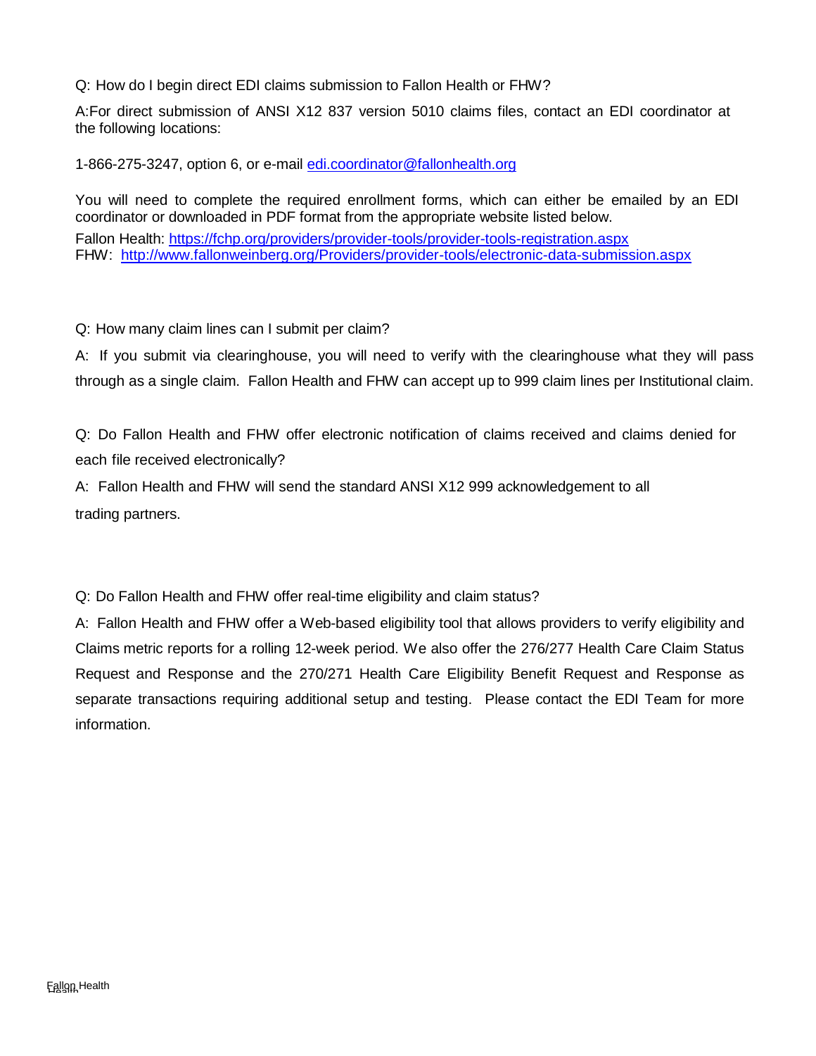Q: How do I begin direct EDI claims submission to Fallon Health or FHW?

A:For direct submission of ANSI X12 837 version 5010 claims files, contact an EDI coordinator at the following locations:

1-866-275-3247, option 6, or e-mail edi.coordinator@fallonhealth.org

You will need to complete the required enrollment forms, which can either be emailed by an EDI coordinator or downloaded in PDF format from the appropriate website listed below.
Fallon Health: https://fchp.org/providers/provider-tools/provider-tools-registration.aspx
FHW: http://www.fallonweinberg.org/Providers/provider-tools/electronic-data-submission.aspx

Q: How many claim lines can I submit per claim?

A: If you submit via clearinghouse, you will need to verify with the clearinghouse what they will pass through as a single claim. Fallon Health and FHW can accept up to 999 claim lines per Institutional claim.

Q: Do Fallon Health and FHW offer electronic notification of claims received and claims denied for each file received electronically?

A: Fallon Health and FHW will send the standard ANSI X12 999 acknowledgement to all trading partners.

Q: Do Fallon Health and FHW offer real-time eligibility and claim status?

A: Fallon Health and FHW offer a Web-based eligibility tool that allows providers to verify eligibility and Claims metric reports for a rolling 12-week period. We also offer the 276/277 Health Care Claim Status Request and Response and the 270/271 Health Care Eligibility Benefit Request and Response as separate transactions requiring additional setup and testing. Please contact the EDI Team for more information.